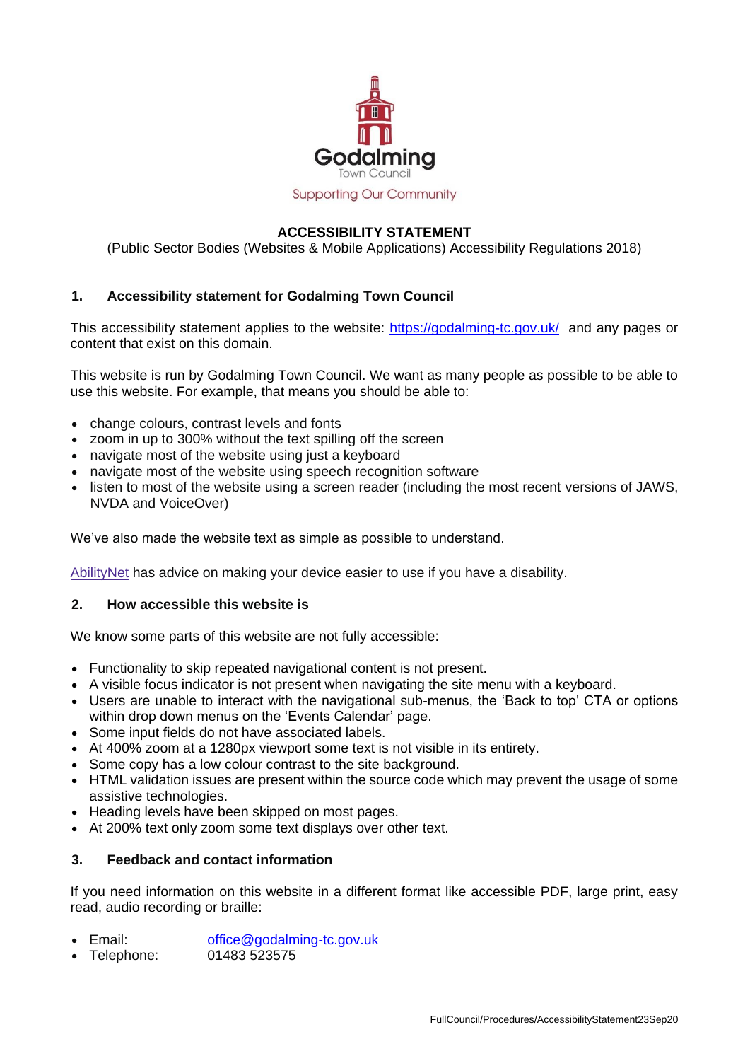Godalming
Town Council
Supporting Our Community

# ACCESSIBILITY STATEMENT

(Public Sector Bodies (Websites & Mobile Applications) Accessibility Regulations 2018)

## 1. Accessibility statement for Godalming Town Council

This accessibility statement applies to the website: https://godalming-tc.gov.uk/ and any pages or content that exist on this domain.

This website is run by Godalming Town Council. We want as many people as possible to be able to use this website. For example, that means you should be able to:

- change colours, contrast levels and fonts
- zoom in up to 300% without the text spilling off the screen
- navigate most of the website using just a keyboard
- navigate most of the website using speech recognition software
- listen to most of the website using a screen reader (including the most recent versions of JAWS, NVDA and VoiceOver)

We've also made the website text as simple as possible to understand.

AbilityNet has advice on making your device easier to use if you have a disability.

## 2. How accessible this website is

We know some parts of this website are not fully accessible:

- Functionality to skip repeated navigational content is not present.
- A visible focus indicator is not present when navigating the site menu with a keyboard.
- Users are unable to interact with the navigational sub-menus, the 'Back to top' CTA or options within drop down menus on the 'Events Calendar' page.
- Some input fields do not have associated labels.
- At 400% zoom at a 1280px viewport some text is not visible in its entirety.
- Some copy has a low colour contrast to the site background.
- HTML validation issues are present within the source code which may prevent the usage of some assistive technologies.
- Heading levels have been skipped on most pages.
- At 200% text only zoom some text displays over other text.

## 3. Feedback and contact information

If you need information on this website in a different format like accessible PDF, large print, easy read, audio recording or braille:

- Email: office@godalming-tc.gov.uk
- Telephone: 01483 523575

FullCouncil/Procedures/AccessibilityStatement23Sep20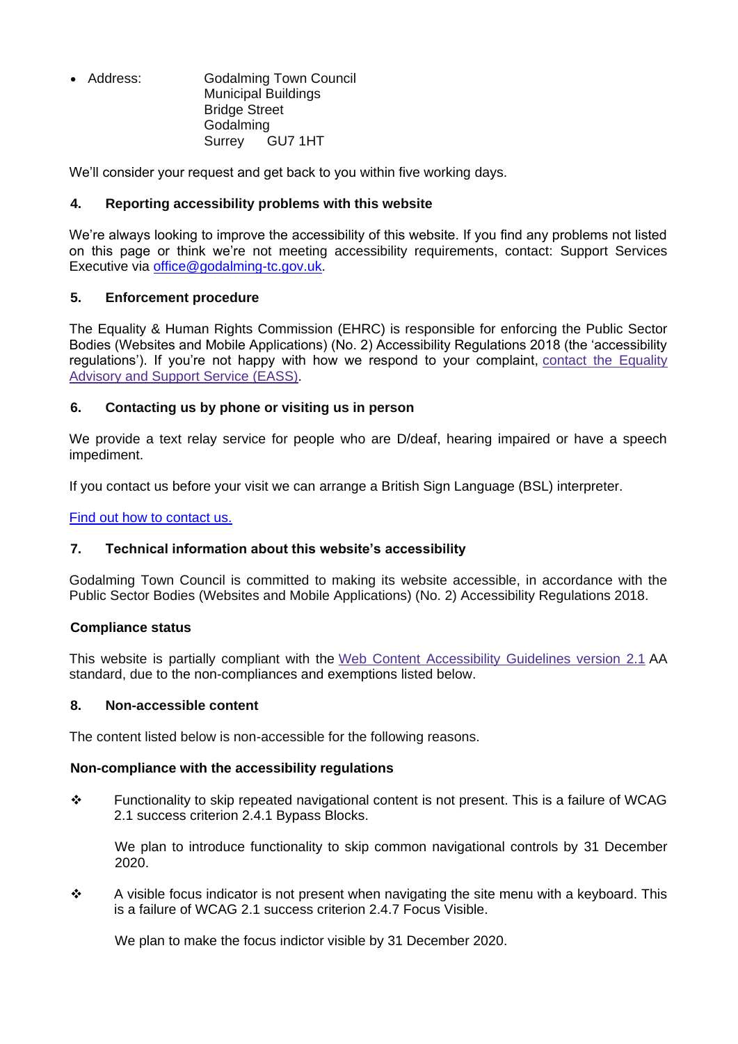- Address: Godalming Town Council
  Municipal Buildings
  Bridge Street
  Godalming
  Surrey GU7 1HT

We'll consider your request and get back to you within five working days.

## 4. Reporting accessibility problems with this website

We're always looking to improve the accessibility of this website. If you find any problems not listed on this page or think we're not meeting accessibility requirements, contact: Support Services Executive via [office@godalming-tc.gov.uk](mailto:office@godalming-tc.gov.uk).

## 5. Enforcement procedure

The Equality & Human Rights Commission (EHRC) is responsible for enforcing the Public Sector Bodies (Websites and Mobile Applications) (No. 2) Accessibility Regulations 2018 (the 'accessibility regulations'). If you're not happy with how we respond to your complaint, contact the Equality Advisory and Support Service (EASS).

## 6. Contacting us by phone or visiting us in person

We provide a text relay service for people who are D/deaf, hearing impaired or have a speech impediment.

If you contact us before your visit we can arrange a British Sign Language (BSL) interpreter.

Find out how to contact us.

## 7. Technical information about this website's accessibility

Godalming Town Council is committed to making its website accessible, in accordance with the Public Sector Bodies (Websites and Mobile Applications) (No. 2) Accessibility Regulations 2018.

### Compliance status

This website is partially compliant with the Web Content Accessibility Guidelines version 2.1 AA standard, due to the non-compliances and exemptions listed below.

## 8. Non-accessible content

The content listed below is non-accessible for the following reasons.

### Non-compliance with the accessibility regulations

- Functionality to skip repeated navigational content is not present. This is a failure of WCAG 2.1 success criterion 2.4.1 Bypass Blocks.

  We plan to introduce functionality to skip common navigational controls by 31 December 2020.

- A visible focus indicator is not present when navigating the site menu with a keyboard. This is a failure of WCAG 2.1 success criterion 2.4.7 Focus Visible.

  We plan to make the focus indictor visible by 31 December 2020.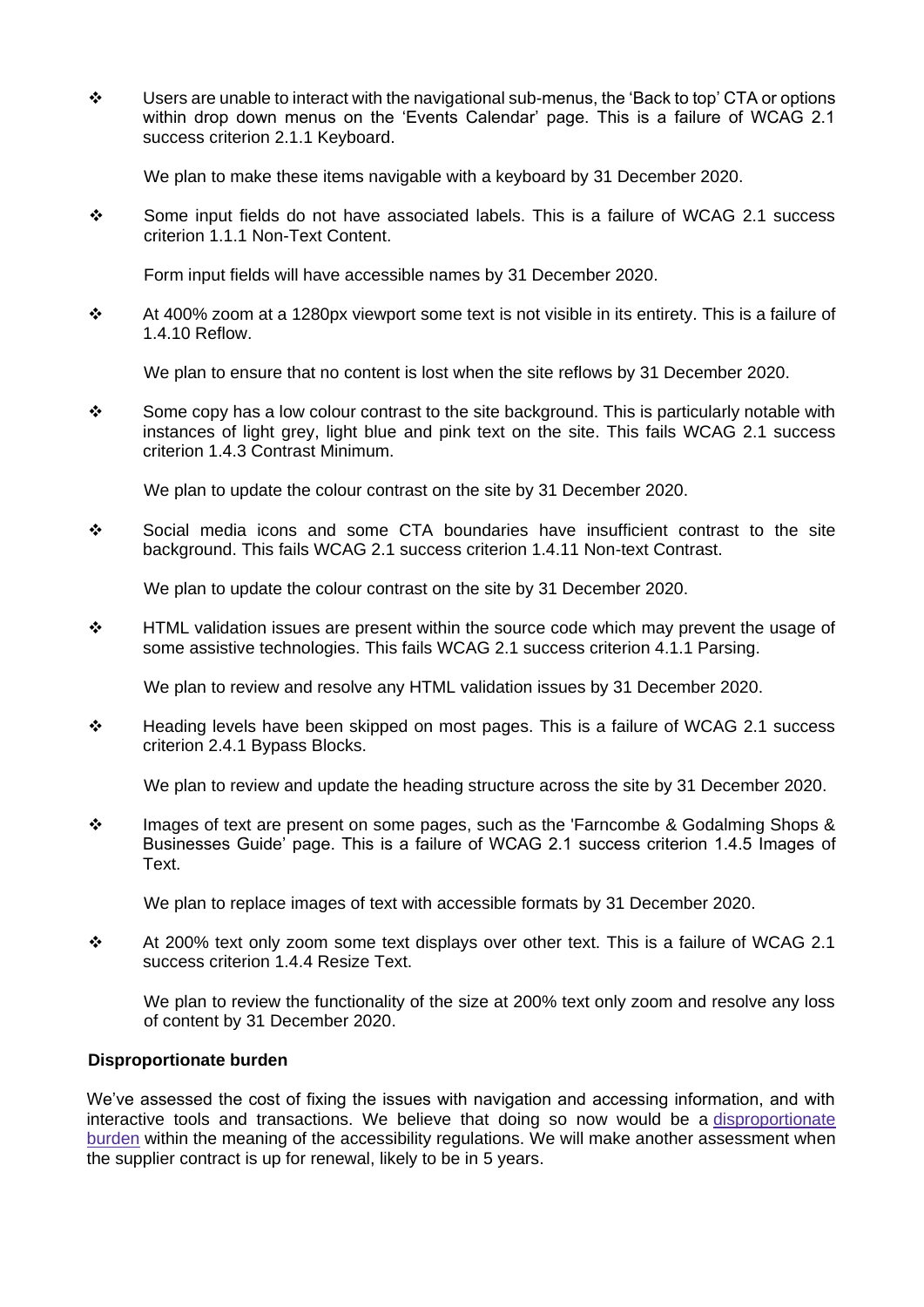- Users are unable to interact with the navigational sub-menus, the 'Back to top' CTA or options within drop down menus on the 'Events Calendar' page. This is a failure of WCAG 2.1 success criterion 2.1.1 Keyboard.

  We plan to make these items navigable with a keyboard by 31 December 2020.

- Some input fields do not have associated labels. This is a failure of WCAG 2.1 success criterion 1.1.1 Non-Text Content.

  Form input fields will have accessible names by 31 December 2020.

- At 400% zoom at a 1280px viewport some text is not visible in its entirety. This is a failure of 1.4.10 Reflow.

  We plan to ensure that no content is lost when the site reflows by 31 December 2020.

- Some copy has a low colour contrast to the site background. This is particularly notable with instances of light grey, light blue and pink text on the site. This fails WCAG 2.1 success criterion 1.4.3 Contrast Minimum.

  We plan to update the colour contrast on the site by 31 December 2020.

- Social media icons and some CTA boundaries have insufficient contrast to the site background. This fails WCAG 2.1 success criterion 1.4.11 Non-text Contrast.

  We plan to update the colour contrast on the site by 31 December 2020.

- HTML validation issues are present within the source code which may prevent the usage of some assistive technologies. This fails WCAG 2.1 success criterion 4.1.1 Parsing.

  We plan to review and resolve any HTML validation issues by 31 December 2020.

- Heading levels have been skipped on most pages. This is a failure of WCAG 2.1 success criterion 2.4.1 Bypass Blocks.

  We plan to review and update the heading structure across the site by 31 December 2020.

- Images of text are present on some pages, such as the 'Farncombe & Godalming Shops & Businesses Guide' page. This is a failure of WCAG 2.1 success criterion 1.4.5 Images of Text.

  We plan to replace images of text with accessible formats by 31 December 2020.

- At 200% text only zoom some text displays over other text. This is a failure of WCAG 2.1 success criterion 1.4.4 Resize Text.

  We plan to review the functionality of the size at 200% text only zoom and resolve any loss of content by 31 December 2020.

**Disproportionate burden**

We've assessed the cost of fixing the issues with navigation and accessing information, and with interactive tools and transactions. We believe that doing so now would be a disproportionate burden within the meaning of the accessibility regulations. We will make another assessment when the supplier contract is up for renewal, likely to be in 5 years.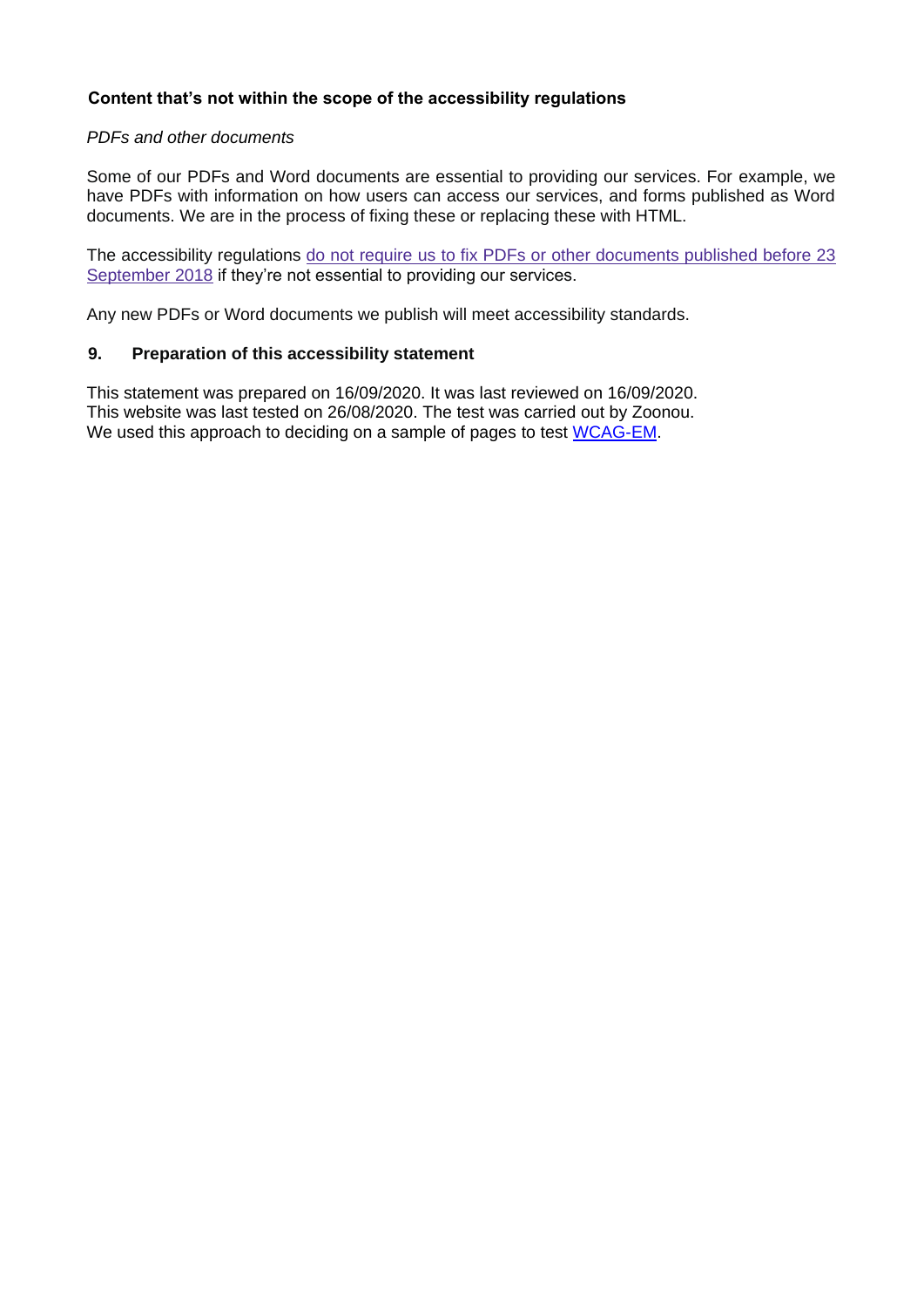### Content that's not within the scope of the accessibility regulations

*PDFs and other documents*

Some of our PDFs and Word documents are essential to providing our services. For example, we have PDFs with information on how users can access our services, and forms published as Word documents. We are in the process of fixing these or replacing these with HTML.

The accessibility regulations do not require us to fix PDFs or other documents published before 23 September 2018 if they're not essential to providing our services.

Any new PDFs or Word documents we publish will meet accessibility standards.

## 9. Preparation of this accessibility statement

This statement was prepared on 16/09/2020. It was last reviewed on 16/09/2020.
This website was last tested on 26/08/2020. The test was carried out by Zoonou.
We used this approach to deciding on a sample of pages to test WCAG-EM.